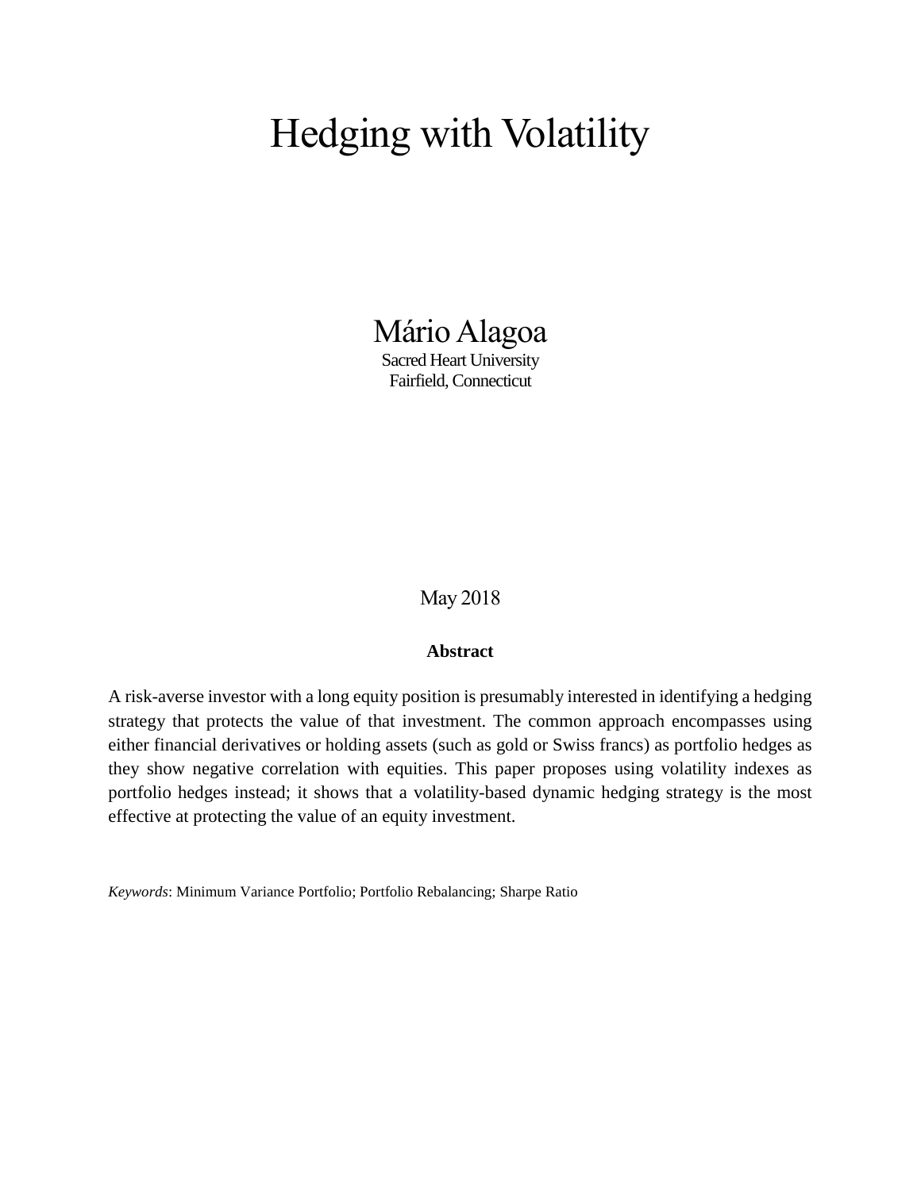# Hedging with Volatility

Mário Alagoa
Sacred Heart University
Fairfield, Connecticut

May 2018

**Abstract**

A risk-averse investor with a long equity position is presumably interested in identifying a hedging strategy that protects the value of that investment. The common approach encompasses using either financial derivatives or holding assets (such as gold or Swiss francs) as portfolio hedges as they show negative correlation with equities. This paper proposes using volatility indexes as portfolio hedges instead; it shows that a volatility-based dynamic hedging strategy is the most effective at protecting the value of an equity investment.

*Keywords*: Minimum Variance Portfolio; Portfolio Rebalancing; Sharpe Ratio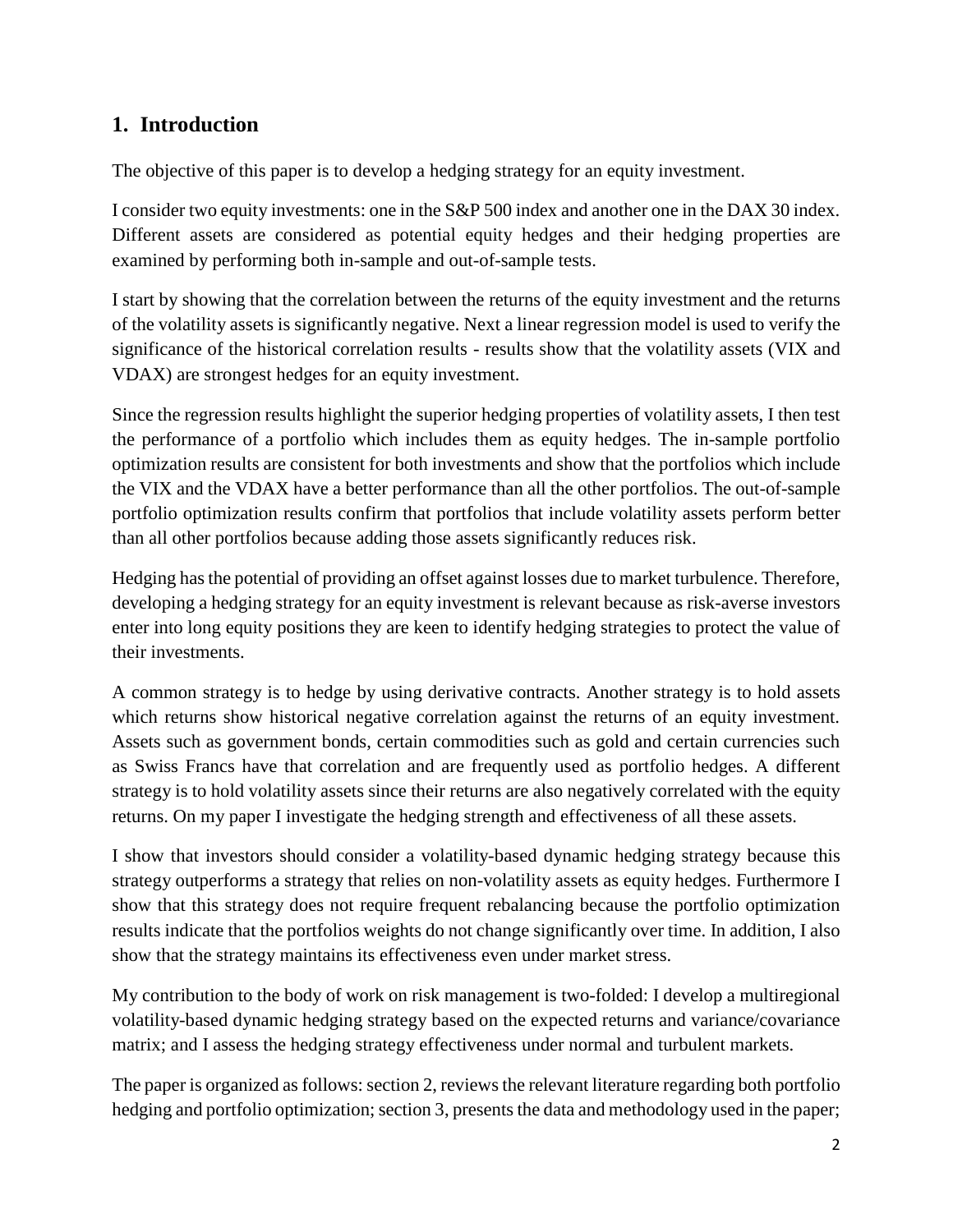## 1. Introduction

The objective of this paper is to develop a hedging strategy for an equity investment.

I consider two equity investments: one in the S&P 500 index and another one in the DAX 30 index. Different assets are considered as potential equity hedges and their hedging properties are examined by performing both in-sample and out-of-sample tests.

I start by showing that the correlation between the returns of the equity investment and the returns of the volatility assets is significantly negative. Next a linear regression model is used to verify the significance of the historical correlation results - results show that the volatility assets (VIX and VDAX) are strongest hedges for an equity investment.

Since the regression results highlight the superior hedging properties of volatility assets, I then test the performance of a portfolio which includes them as equity hedges. The in-sample portfolio optimization results are consistent for both investments and show that the portfolios which include the VIX and the VDAX have a better performance than all the other portfolios. The out-of-sample portfolio optimization results confirm that portfolios that include volatility assets perform better than all other portfolios because adding those assets significantly reduces risk.

Hedging has the potential of providing an offset against losses due to market turbulence. Therefore, developing a hedging strategy for an equity investment is relevant because as risk-averse investors enter into long equity positions they are keen to identify hedging strategies to protect the value of their investments.

A common strategy is to hedge by using derivative contracts. Another strategy is to hold assets which returns show historical negative correlation against the returns of an equity investment. Assets such as government bonds, certain commodities such as gold and certain currencies such as Swiss Francs have that correlation and are frequently used as portfolio hedges. A different strategy is to hold volatility assets since their returns are also negatively correlated with the equity returns. On my paper I investigate the hedging strength and effectiveness of all these assets.

I show that investors should consider a volatility-based dynamic hedging strategy because this strategy outperforms a strategy that relies on non-volatility assets as equity hedges. Furthermore I show that this strategy does not require frequent rebalancing because the portfolio optimization results indicate that the portfolios weights do not change significantly over time. In addition, I also show that the strategy maintains its effectiveness even under market stress.

My contribution to the body of work on risk management is two-folded: I develop a multiregional volatility-based dynamic hedging strategy based on the expected returns and variance/covariance matrix; and I assess the hedging strategy effectiveness under normal and turbulent markets.

The paper is organized as follows: section 2, reviews the relevant literature regarding both portfolio hedging and portfolio optimization; section 3, presents the data and methodology used in the paper;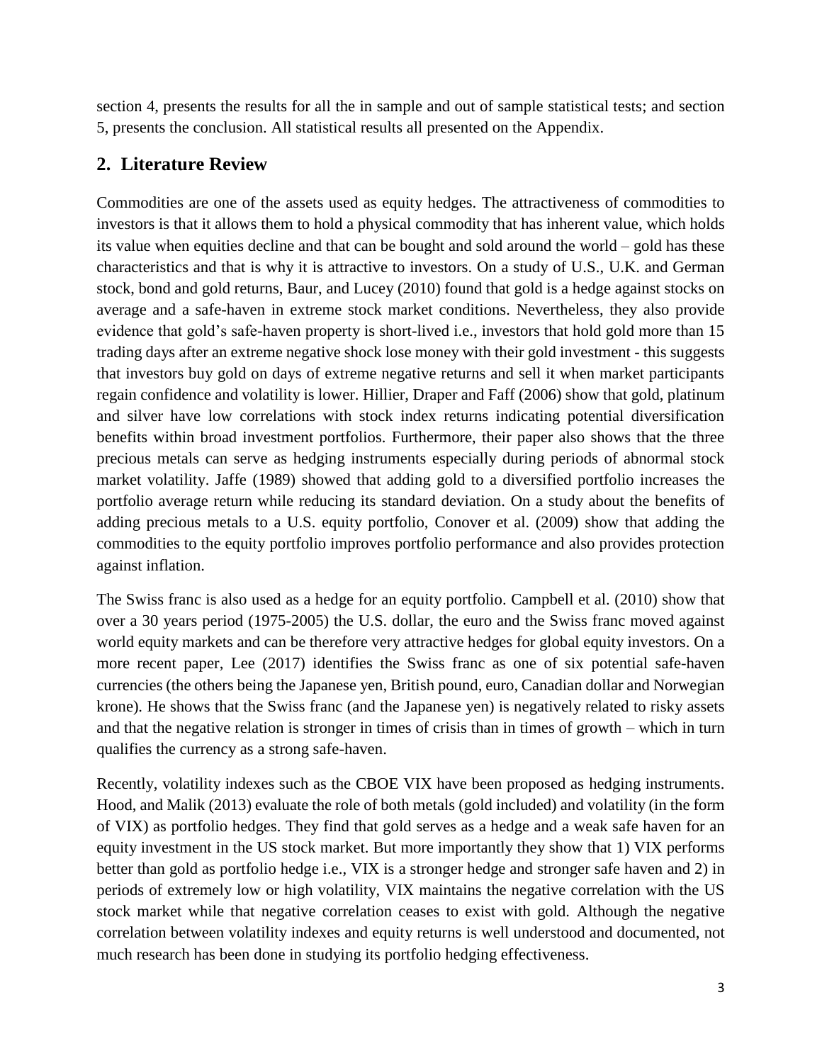section 4, presents the results for all the in sample and out of sample statistical tests; and section 5, presents the conclusion. All statistical results all presented on the Appendix.

## 2. Literature Review

Commodities are one of the assets used as equity hedges. The attractiveness of commodities to investors is that it allows them to hold a physical commodity that has inherent value, which holds its value when equities decline and that can be bought and sold around the world – gold has these characteristics and that is why it is attractive to investors. On a study of U.S., U.K. and German stock, bond and gold returns, Baur, and Lucey (2010) found that gold is a hedge against stocks on average and a safe-haven in extreme stock market conditions. Nevertheless, they also provide evidence that gold's safe-haven property is short-lived i.e., investors that hold gold more than 15 trading days after an extreme negative shock lose money with their gold investment - this suggests that investors buy gold on days of extreme negative returns and sell it when market participants regain confidence and volatility is lower. Hillier, Draper and Faff (2006) show that gold, platinum and silver have low correlations with stock index returns indicating potential diversification benefits within broad investment portfolios. Furthermore, their paper also shows that the three precious metals can serve as hedging instruments especially during periods of abnormal stock market volatility. Jaffe (1989) showed that adding gold to a diversified portfolio increases the portfolio average return while reducing its standard deviation. On a study about the benefits of adding precious metals to a U.S. equity portfolio, Conover et al. (2009) show that adding the commodities to the equity portfolio improves portfolio performance and also provides protection against inflation.

The Swiss franc is also used as a hedge for an equity portfolio. Campbell et al. (2010) show that over a 30 years period (1975-2005) the U.S. dollar, the euro and the Swiss franc moved against world equity markets and can be therefore very attractive hedges for global equity investors. On a more recent paper, Lee (2017) identifies the Swiss franc as one of six potential safe-haven currencies (the others being the Japanese yen, British pound, euro, Canadian dollar and Norwegian krone). He shows that the Swiss franc (and the Japanese yen) is negatively related to risky assets and that the negative relation is stronger in times of crisis than in times of growth – which in turn qualifies the currency as a strong safe-haven.

Recently, volatility indexes such as the CBOE VIX have been proposed as hedging instruments. Hood, and Malik (2013) evaluate the role of both metals (gold included) and volatility (in the form of VIX) as portfolio hedges. They find that gold serves as a hedge and a weak safe haven for an equity investment in the US stock market. But more importantly they show that 1) VIX performs better than gold as portfolio hedge i.e., VIX is a stronger hedge and stronger safe haven and 2) in periods of extremely low or high volatility, VIX maintains the negative correlation with the US stock market while that negative correlation ceases to exist with gold. Although the negative correlation between volatility indexes and equity returns is well understood and documented, not much research has been done in studying its portfolio hedging effectiveness.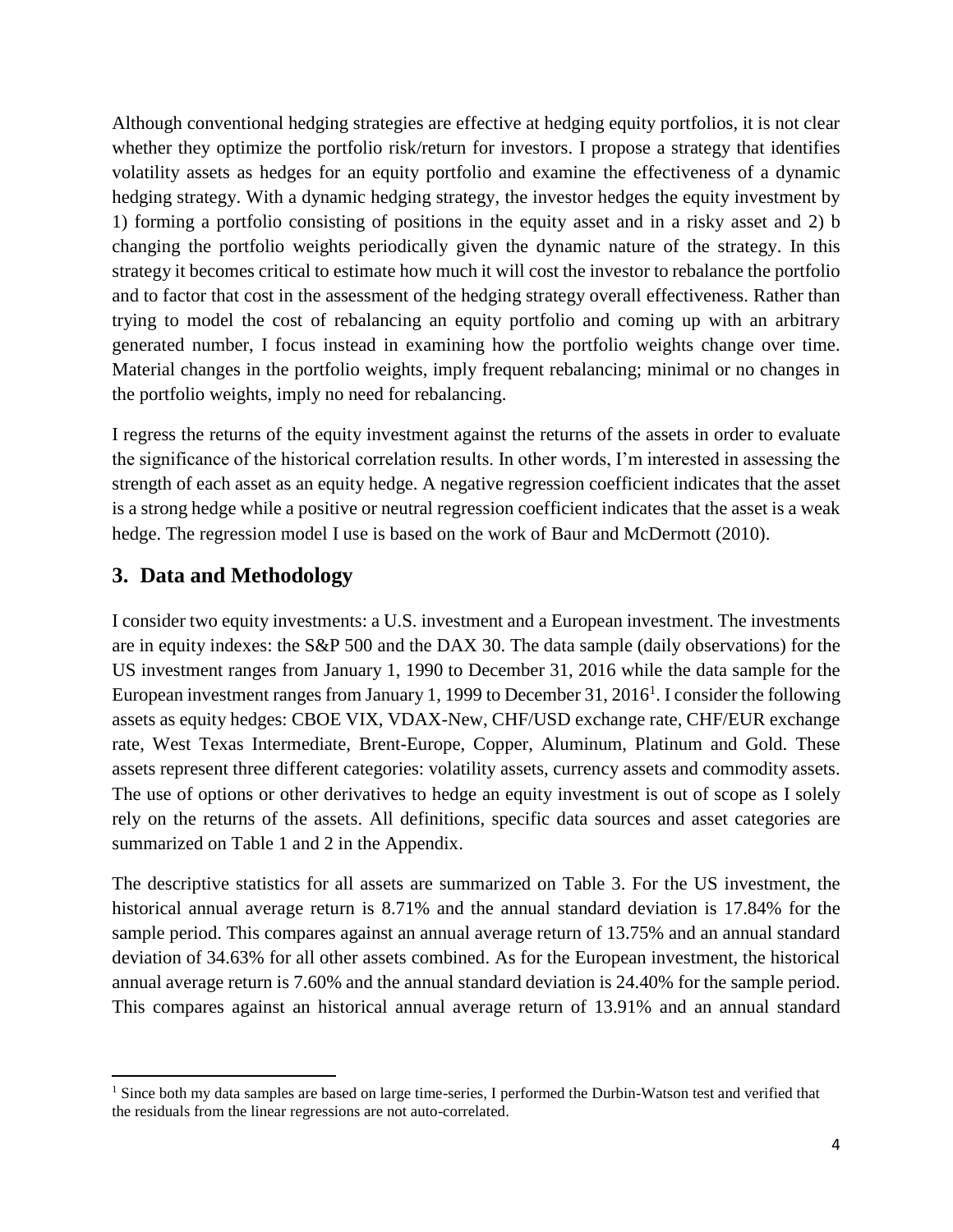Although conventional hedging strategies are effective at hedging equity portfolios, it is not clear whether they optimize the portfolio risk/return for investors. I propose a strategy that identifies volatility assets as hedges for an equity portfolio and examine the effectiveness of a dynamic hedging strategy. With a dynamic hedging strategy, the investor hedges the equity investment by 1) forming a portfolio consisting of positions in the equity asset and in a risky asset and 2) b changing the portfolio weights periodically given the dynamic nature of the strategy. In this strategy it becomes critical to estimate how much it will cost the investor to rebalance the portfolio and to factor that cost in the assessment of the hedging strategy overall effectiveness. Rather than trying to model the cost of rebalancing an equity portfolio and coming up with an arbitrary generated number, I focus instead in examining how the portfolio weights change over time. Material changes in the portfolio weights, imply frequent rebalancing; minimal or no changes in the portfolio weights, imply no need for rebalancing.

I regress the returns of the equity investment against the returns of the assets in order to evaluate the significance of the historical correlation results. In other words, I'm interested in assessing the strength of each asset as an equity hedge. A negative regression coefficient indicates that the asset is a strong hedge while a positive or neutral regression coefficient indicates that the asset is a weak hedge. The regression model I use is based on the work of Baur and McDermott (2010).

## 3. Data and Methodology

I consider two equity investments: a U.S. investment and a European investment. The investments are in equity indexes: the S&P 500 and the DAX 30. The data sample (daily observations) for the US investment ranges from January 1, 1990 to December 31, 2016 while the data sample for the European investment ranges from January 1, 1999 to December 31, 2016[1]. I consider the following assets as equity hedges: CBOE VIX, VDAX-New, CHF/USD exchange rate, CHF/EUR exchange rate, West Texas Intermediate, Brent-Europe, Copper, Aluminum, Platinum and Gold. These assets represent three different categories: volatility assets, currency assets and commodity assets. The use of options or other derivatives to hedge an equity investment is out of scope as I solely rely on the returns of the assets. All definitions, specific data sources and asset categories are summarized on Table 1 and 2 in the Appendix.

The descriptive statistics for all assets are summarized on Table 3. For the US investment, the historical annual average return is 8.71% and the annual standard deviation is 17.84% for the sample period. This compares against an annual average return of 13.75% and an annual standard deviation of 34.63% for all other assets combined. As for the European investment, the historical annual average return is 7.60% and the annual standard deviation is 24.40% for the sample period. This compares against an historical annual average return of 13.91% and an annual standard

[1] Since both my data samples are based on large time-series, I performed the Durbin-Watson test and verified that the residuals from the linear regressions are not auto-correlated.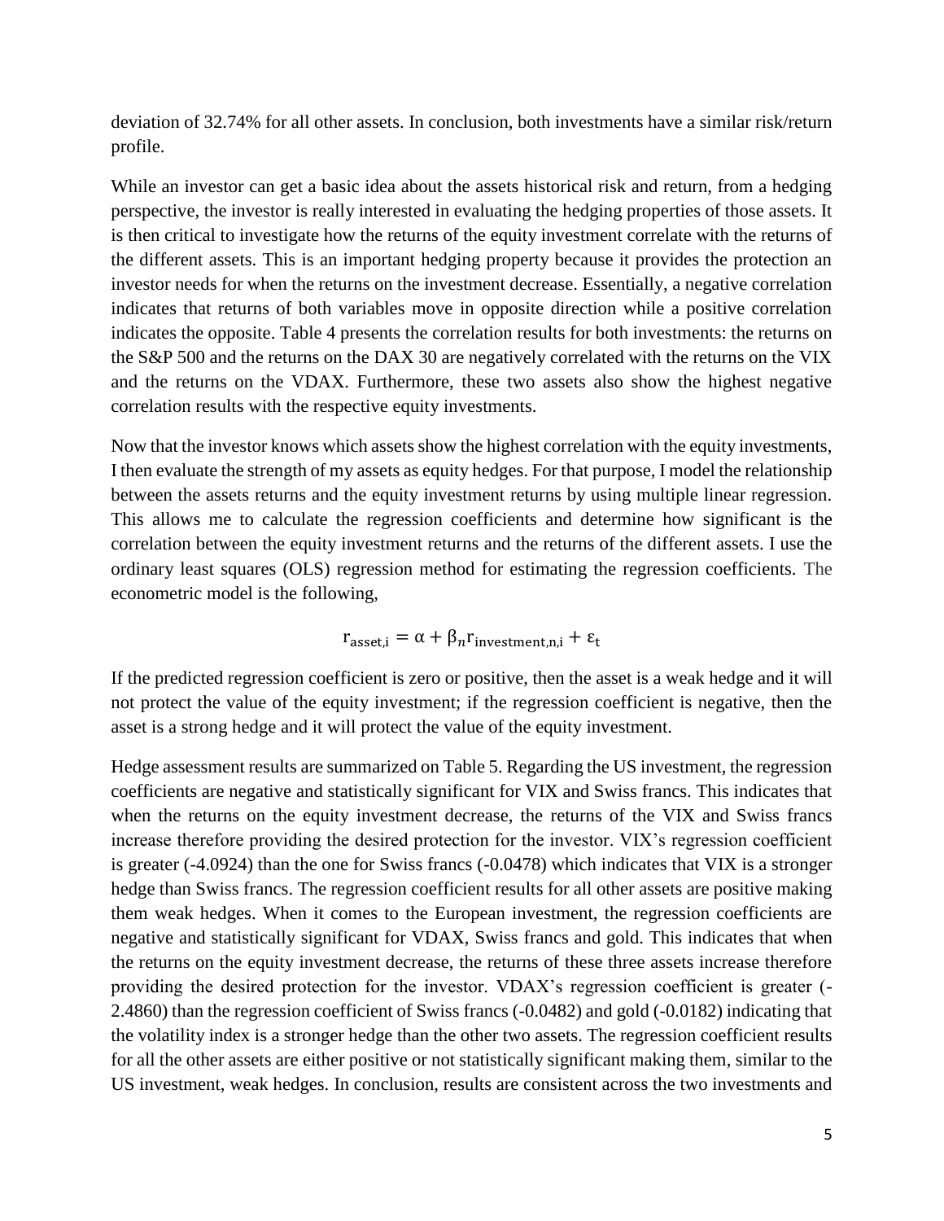deviation of 32.74% for all other assets. In conclusion, both investments have a similar risk/return profile.

While an investor can get a basic idea about the assets historical risk and return, from a hedging perspective, the investor is really interested in evaluating the hedging properties of those assets. It is then critical to investigate how the returns of the equity investment correlate with the returns of the different assets. This is an important hedging property because it provides the protection an investor needs for when the returns on the investment decrease. Essentially, a negative correlation indicates that returns of both variables move in opposite direction while a positive correlation indicates the opposite. Table 4 presents the correlation results for both investments: the returns on the S&P 500 and the returns on the DAX 30 are negatively correlated with the returns on the VIX and the returns on the VDAX. Furthermore, these two assets also show the highest negative correlation results with the respective equity investments.

Now that the investor knows which assets show the highest correlation with the equity investments, I then evaluate the strength of my assets as equity hedges. For that purpose, I model the relationship between the assets returns and the equity investment returns by using multiple linear regression. This allows me to calculate the regression coefficients and determine how significant is the correlation between the equity investment returns and the returns of the different assets. I use the ordinary least squares (OLS) regression method for estimating the regression coefficients. The econometric model is the following,

$$r_{\text{asset},i} = \alpha + \beta_n r_{\text{investment},n,i} + \varepsilon_t$$

If the predicted regression coefficient is zero or positive, then the asset is a weak hedge and it will not protect the value of the equity investment; if the regression coefficient is negative, then the asset is a strong hedge and it will protect the value of the equity investment.

Hedge assessment results are summarized on Table 5. Regarding the US investment, the regression coefficients are negative and statistically significant for VIX and Swiss francs. This indicates that when the returns on the equity investment decrease, the returns of the VIX and Swiss francs increase therefore providing the desired protection for the investor. VIX's regression coefficient is greater (-4.0924) than the one for Swiss francs (-0.0478) which indicates that VIX is a stronger hedge than Swiss francs. The regression coefficient results for all other assets are positive making them weak hedges. When it comes to the European investment, the regression coefficients are negative and statistically significant for VDAX, Swiss francs and gold. This indicates that when the returns on the equity investment decrease, the returns of these three assets increase therefore providing the desired protection for the investor. VDAX's regression coefficient is greater (-2.4860) than the regression coefficient of Swiss francs (-0.0482) and gold (-0.0182) indicating that the volatility index is a stronger hedge than the other two assets. The regression coefficient results for all the other assets are either positive or not statistically significant making them, similar to the US investment, weak hedges. In conclusion, results are consistent across the two investments and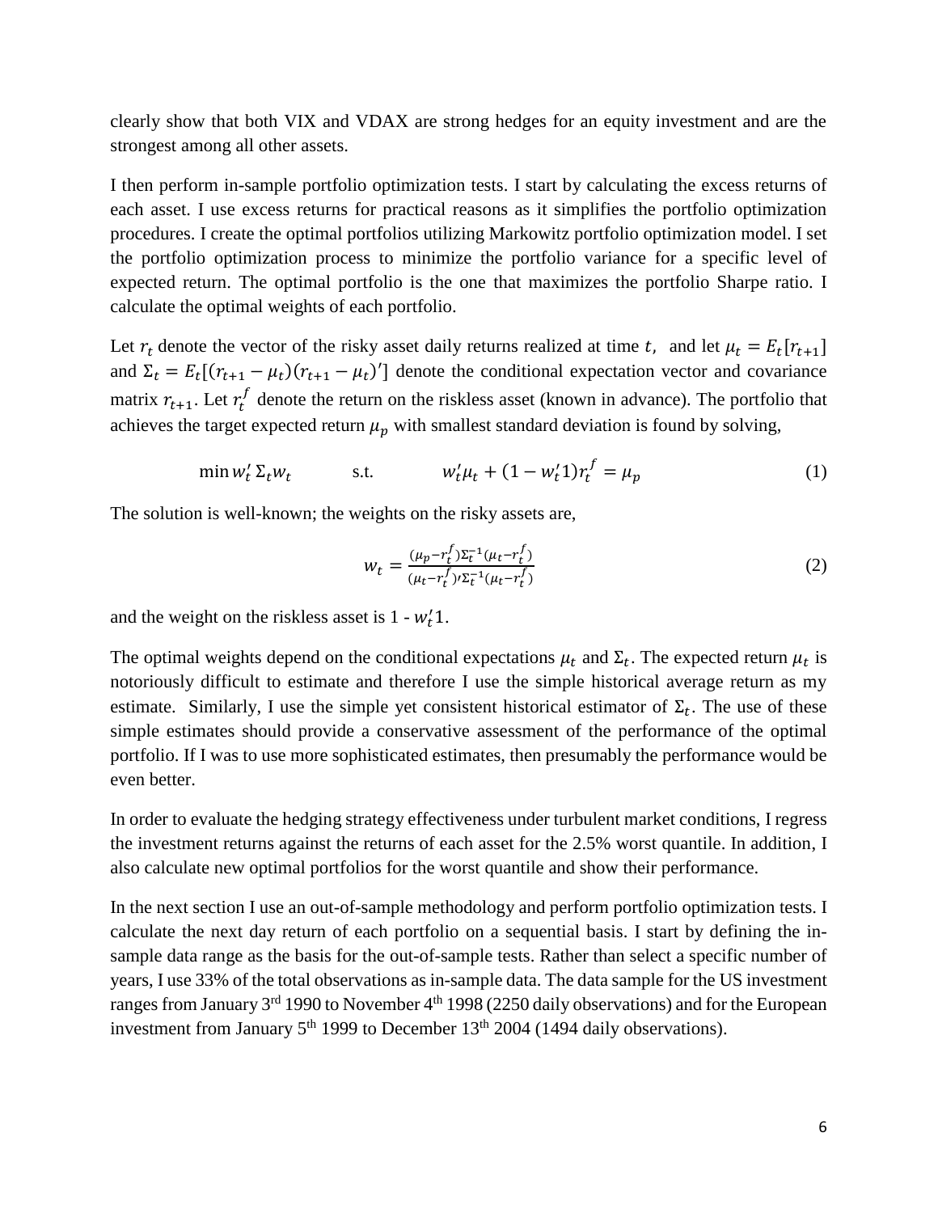clearly show that both VIX and VDAX are strong hedges for an equity investment and are the strongest among all other assets.

I then perform in-sample portfolio optimization tests. I start by calculating the excess returns of each asset. I use excess returns for practical reasons as it simplifies the portfolio optimization procedures. I create the optimal portfolios utilizing Markowitz portfolio optimization model. I set the portfolio optimization process to minimize the portfolio variance for a specific level of expected return. The optimal portfolio is the one that maximizes the portfolio Sharpe ratio. I calculate the optimal weights of each portfolio.

Let $r_t$ denote the vector of the risky asset daily returns realized at time $t$, and let $\mu_t = E_t[r_{t+1}]$ and $\Sigma_t = E_t[(r_{t+1} - \mu_t)(r_{t+1} - \mu_t)']$ denote the conditional expectation vector and covariance matrix $r_{t+1}$. Let $r_t^f$ denote the return on the riskless asset (known in advance). The portfolio that achieves the target expected return $\mu_p$ with smallest standard deviation is found by solving,

$$\min w_t' \Sigma_t w_t \qquad \text{s.t.} \qquad w_t'\mu_t + (1 - w_t'1)r_t^f = \mu_p \tag{1}$$

The solution is well-known; the weights on the risky assets are,

$$w_t = \frac{(\mu_p - r_t^f)\Sigma_t^{-1}(\mu_t - r_t^f)}{(\mu_t - r_t^f)'\Sigma_t^{-1}(\mu_t - r_t^f)} \tag{2}$$

and the weight on the riskless asset is 1 - $w_t'1$.

The optimal weights depend on the conditional expectations $\mu_t$ and $\Sigma_t$. The expected return $\mu_t$ is notoriously difficult to estimate and therefore I use the simple historical average return as my estimate. Similarly, I use the simple yet consistent historical estimator of $\Sigma_t$. The use of these simple estimates should provide a conservative assessment of the performance of the optimal portfolio. If I was to use more sophisticated estimates, then presumably the performance would be even better.

In order to evaluate the hedging strategy effectiveness under turbulent market conditions, I regress the investment returns against the returns of each asset for the 2.5% worst quantile. In addition, I also calculate new optimal portfolios for the worst quantile and show their performance.

In the next section I use an out-of-sample methodology and perform portfolio optimization tests. I calculate the next day return of each portfolio on a sequential basis. I start by defining the in-sample data range as the basis for the out-of-sample tests. Rather than select a specific number of years, I use 33% of the total observations as in-sample data. The data sample for the US investment ranges from January 3rd 1990 to November 4th 1998 (2250 daily observations) and for the European investment from January 5th 1999 to December 13th 2004 (1494 daily observations).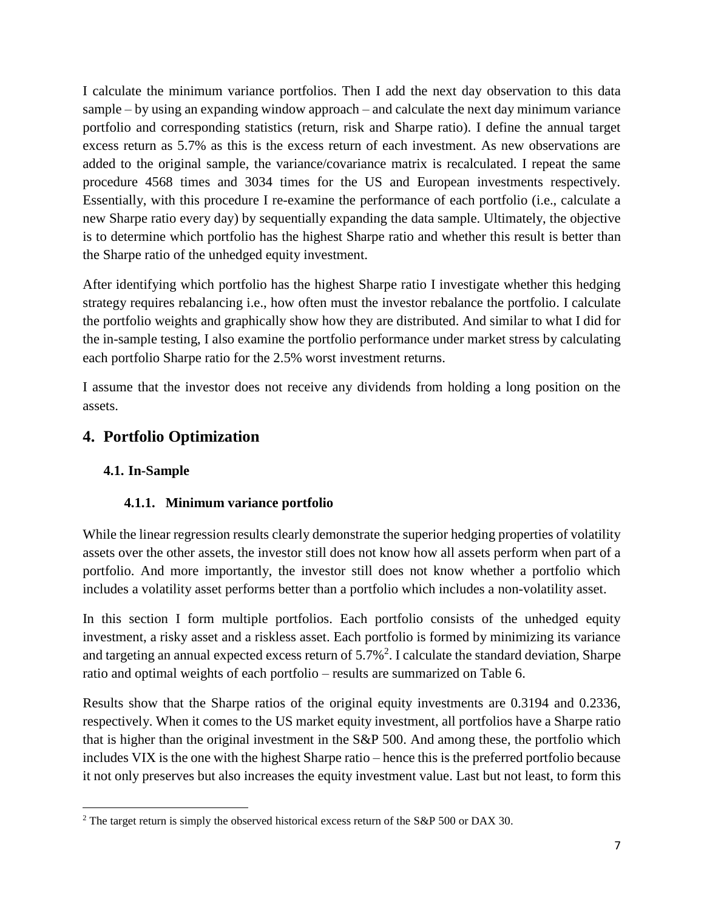I calculate the minimum variance portfolios. Then I add the next day observation to this data sample – by using an expanding window approach – and calculate the next day minimum variance portfolio and corresponding statistics (return, risk and Sharpe ratio). I define the annual target excess return as 5.7% as this is the excess return of each investment. As new observations are added to the original sample, the variance/covariance matrix is recalculated. I repeat the same procedure 4568 times and 3034 times for the US and European investments respectively. Essentially, with this procedure I re-examine the performance of each portfolio (i.e., calculate a new Sharpe ratio every day) by sequentially expanding the data sample. Ultimately, the objective is to determine which portfolio has the highest Sharpe ratio and whether this result is better than the Sharpe ratio of the unhedged equity investment.

After identifying which portfolio has the highest Sharpe ratio I investigate whether this hedging strategy requires rebalancing i.e., how often must the investor rebalance the portfolio. I calculate the portfolio weights and graphically show how they are distributed. And similar to what I did for the in-sample testing, I also examine the portfolio performance under market stress by calculating each portfolio Sharpe ratio for the 2.5% worst investment returns.

I assume that the investor does not receive any dividends from holding a long position on the assets.

# 4. Portfolio Optimization

## 4.1. In-Sample

### 4.1.1. Minimum variance portfolio

While the linear regression results clearly demonstrate the superior hedging properties of volatility assets over the other assets, the investor still does not know how all assets perform when part of a portfolio. And more importantly, the investor still does not know whether a portfolio which includes a volatility asset performs better than a portfolio which includes a non-volatility asset.

In this section I form multiple portfolios. Each portfolio consists of the unhedged equity investment, a risky asset and a riskless asset. Each portfolio is formed by minimizing its variance and targeting an annual expected excess return of 5.7%[2]. I calculate the standard deviation, Sharpe ratio and optimal weights of each portfolio – results are summarized on Table 6.

Results show that the Sharpe ratios of the original equity investments are 0.3194 and 0.2336, respectively. When it comes to the US market equity investment, all portfolios have a Sharpe ratio that is higher than the original investment in the S&P 500. And among these, the portfolio which includes VIX is the one with the highest Sharpe ratio – hence this is the preferred portfolio because it not only preserves but also increases the equity investment value. Last but not least, to form this

[2] The target return is simply the observed historical excess return of the S&P 500 or DAX 30.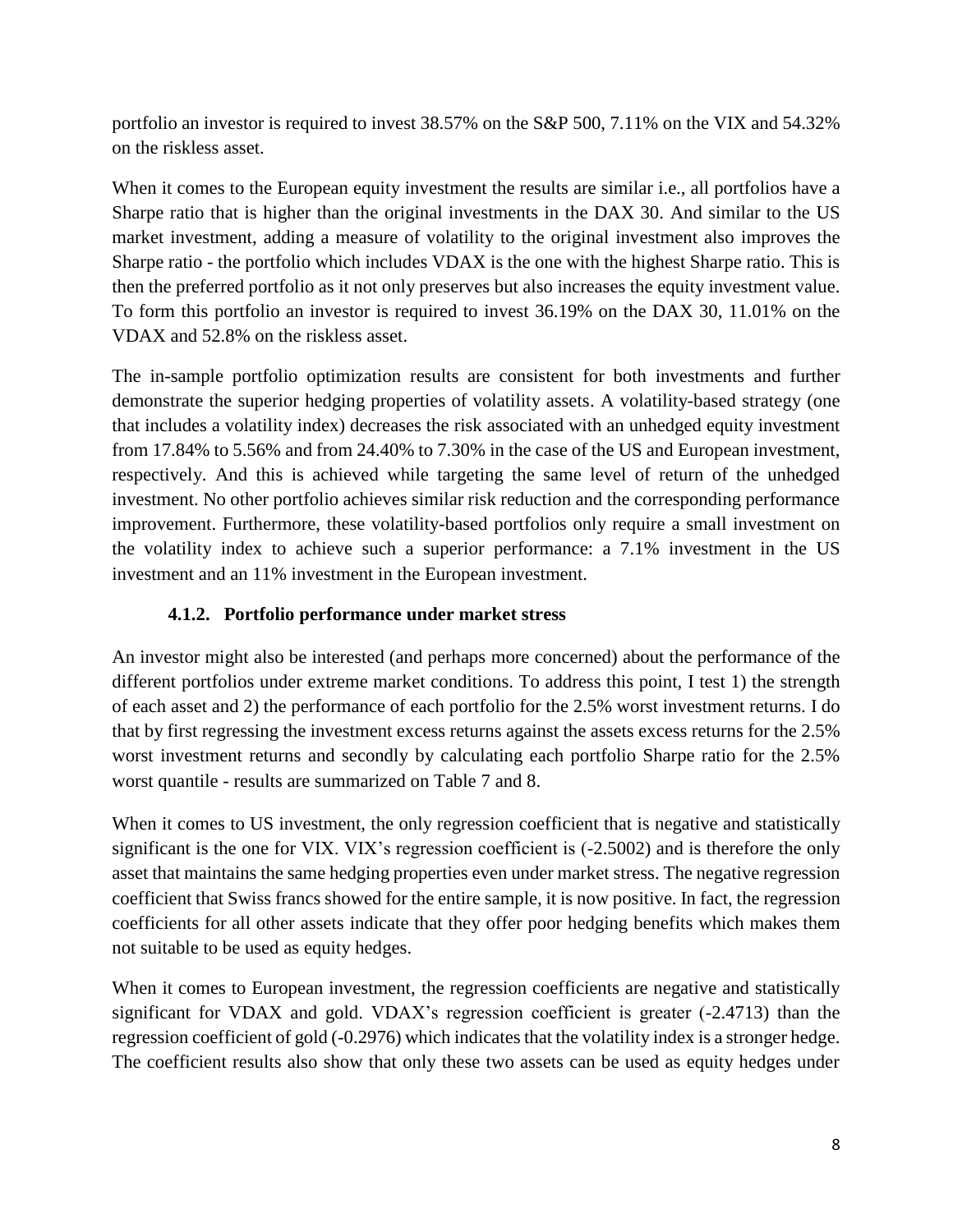portfolio an investor is required to invest 38.57% on the S&P 500, 7.11% on the VIX and 54.32% on the riskless asset.

When it comes to the European equity investment the results are similar i.e., all portfolios have a Sharpe ratio that is higher than the original investments in the DAX 30. And similar to the US market investment, adding a measure of volatility to the original investment also improves the Sharpe ratio - the portfolio which includes VDAX is the one with the highest Sharpe ratio. This is then the preferred portfolio as it not only preserves but also increases the equity investment value. To form this portfolio an investor is required to invest 36.19% on the DAX 30, 11.01% on the VDAX and 52.8% on the riskless asset.

The in-sample portfolio optimization results are consistent for both investments and further demonstrate the superior hedging properties of volatility assets. A volatility-based strategy (one that includes a volatility index) decreases the risk associated with an unhedged equity investment from 17.84% to 5.56% and from 24.40% to 7.30% in the case of the US and European investment, respectively. And this is achieved while targeting the same level of return of the unhedged investment. No other portfolio achieves similar risk reduction and the corresponding performance improvement. Furthermore, these volatility-based portfolios only require a small investment on the volatility index to achieve such a superior performance: a 7.1% investment in the US investment and an 11% investment in the European investment.

#### 4.1.2. Portfolio performance under market stress

An investor might also be interested (and perhaps more concerned) about the performance of the different portfolios under extreme market conditions. To address this point, I test 1) the strength of each asset and 2) the performance of each portfolio for the 2.5% worst investment returns. I do that by first regressing the investment excess returns against the assets excess returns for the 2.5% worst investment returns and secondly by calculating each portfolio Sharpe ratio for the 2.5% worst quantile - results are summarized on Table 7 and 8.

When it comes to US investment, the only regression coefficient that is negative and statistically significant is the one for VIX. VIX's regression coefficient is (-2.5002) and is therefore the only asset that maintains the same hedging properties even under market stress. The negative regression coefficient that Swiss francs showed for the entire sample, it is now positive. In fact, the regression coefficients for all other assets indicate that they offer poor hedging benefits which makes them not suitable to be used as equity hedges.

When it comes to European investment, the regression coefficients are negative and statistically significant for VDAX and gold. VDAX's regression coefficient is greater (-2.4713) than the regression coefficient of gold (-0.2976) which indicates that the volatility index is a stronger hedge. The coefficient results also show that only these two assets can be used as equity hedges under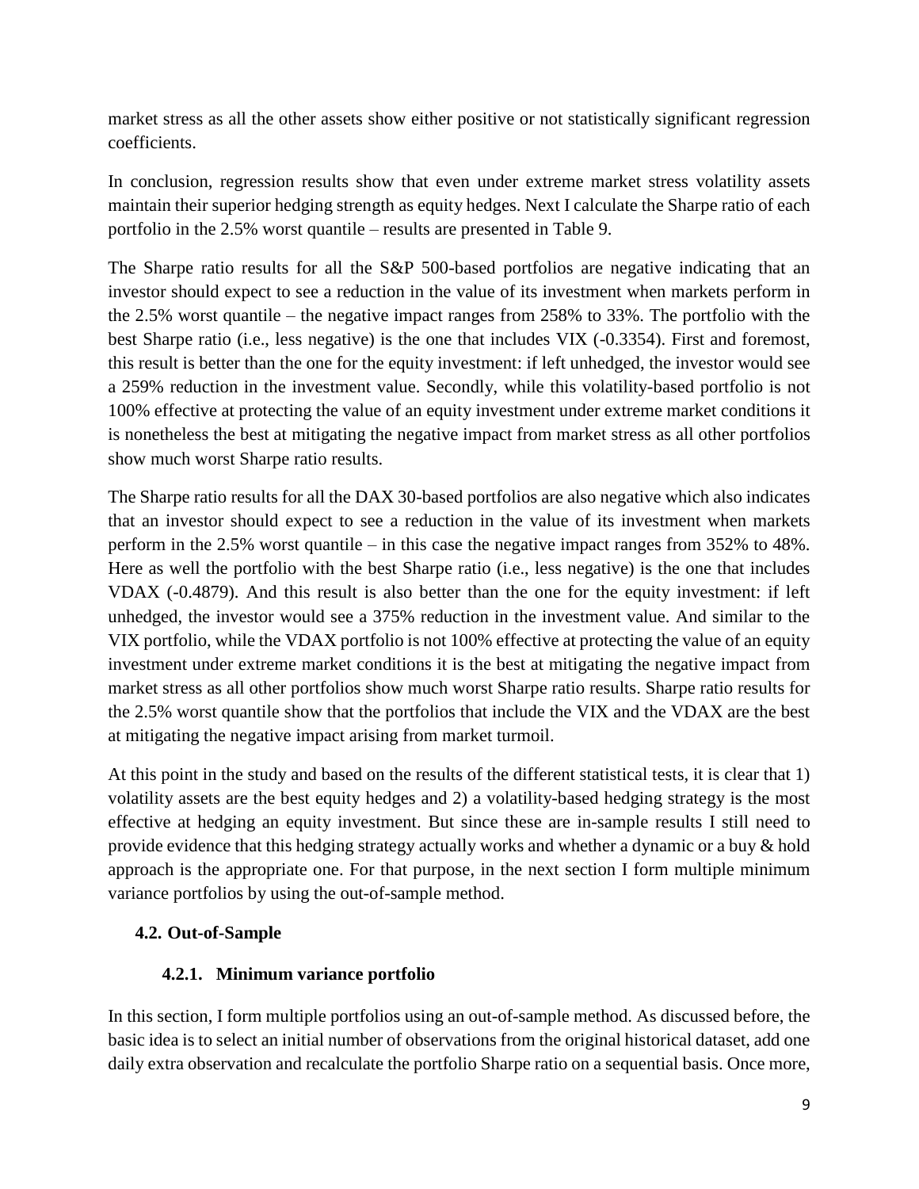market stress as all the other assets show either positive or not statistically significant regression coefficients.

In conclusion, regression results show that even under extreme market stress volatility assets maintain their superior hedging strength as equity hedges. Next I calculate the Sharpe ratio of each portfolio in the 2.5% worst quantile – results are presented in Table 9.

The Sharpe ratio results for all the S&P 500-based portfolios are negative indicating that an investor should expect to see a reduction in the value of its investment when markets perform in the 2.5% worst quantile – the negative impact ranges from 258% to 33%. The portfolio with the best Sharpe ratio (i.e., less negative) is the one that includes VIX (-0.3354). First and foremost, this result is better than the one for the equity investment: if left unhedged, the investor would see a 259% reduction in the investment value. Secondly, while this volatility-based portfolio is not 100% effective at protecting the value of an equity investment under extreme market conditions it is nonetheless the best at mitigating the negative impact from market stress as all other portfolios show much worst Sharpe ratio results.

The Sharpe ratio results for all the DAX 30-based portfolios are also negative which also indicates that an investor should expect to see a reduction in the value of its investment when markets perform in the 2.5% worst quantile – in this case the negative impact ranges from 352% to 48%. Here as well the portfolio with the best Sharpe ratio (i.e., less negative) is the one that includes VDAX (-0.4879). And this result is also better than the one for the equity investment: if left unhedged, the investor would see a 375% reduction in the investment value. And similar to the VIX portfolio, while the VDAX portfolio is not 100% effective at protecting the value of an equity investment under extreme market conditions it is the best at mitigating the negative impact from market stress as all other portfolios show much worst Sharpe ratio results. Sharpe ratio results for the 2.5% worst quantile show that the portfolios that include the VIX and the VDAX are the best at mitigating the negative impact arising from market turmoil.

At this point in the study and based on the results of the different statistical tests, it is clear that 1) volatility assets are the best equity hedges and 2) a volatility-based hedging strategy is the most effective at hedging an equity investment. But since these are in-sample results I still need to provide evidence that this hedging strategy actually works and whether a dynamic or a buy & hold approach is the appropriate one. For that purpose, in the next section I form multiple minimum variance portfolios by using the out-of-sample method.

## 4.2. Out-of-Sample

### 4.2.1. Minimum variance portfolio

In this section, I form multiple portfolios using an out-of-sample method. As discussed before, the basic idea is to select an initial number of observations from the original historical dataset, add one daily extra observation and recalculate the portfolio Sharpe ratio on a sequential basis. Once more,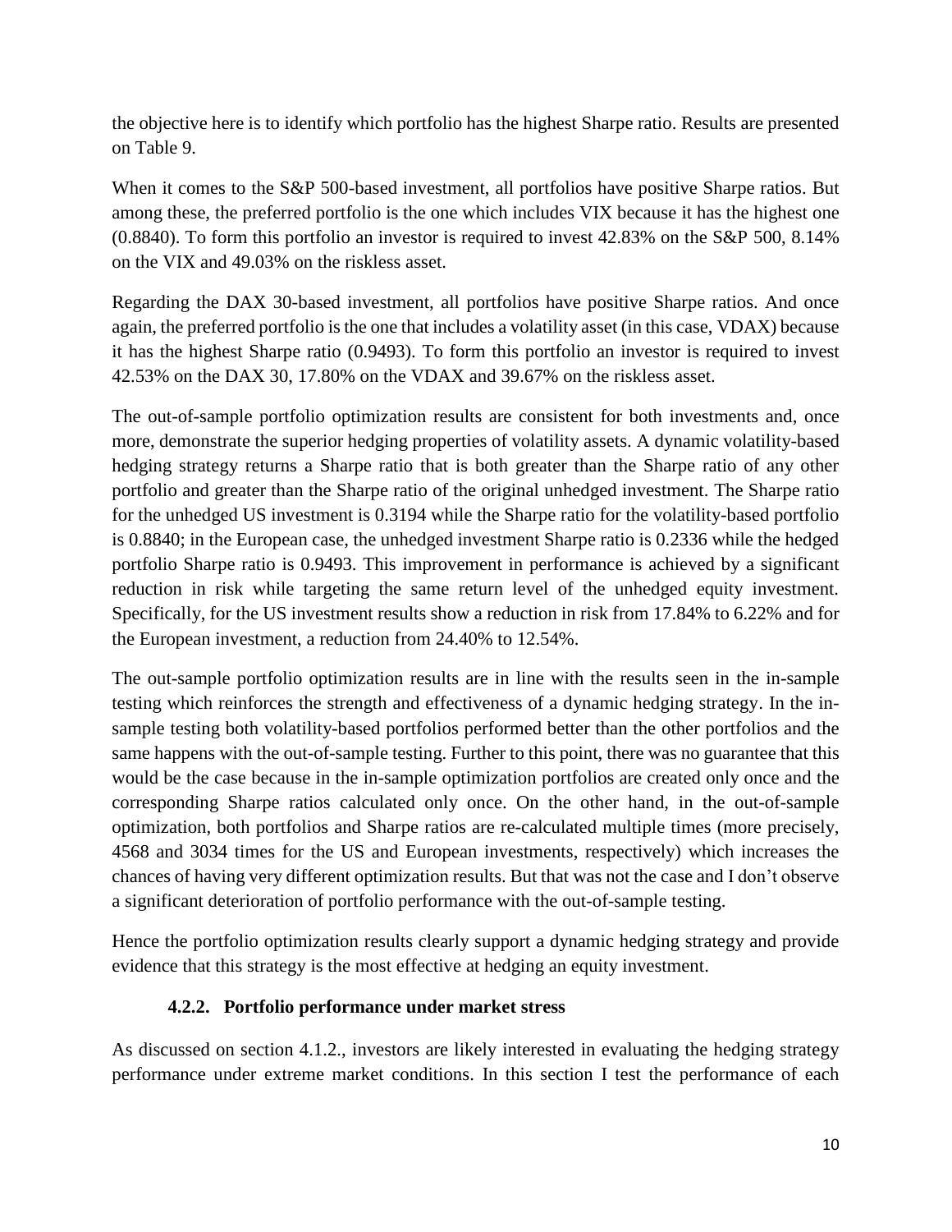the objective here is to identify which portfolio has the highest Sharpe ratio. Results are presented on Table 9.

When it comes to the S&P 500-based investment, all portfolios have positive Sharpe ratios. But among these, the preferred portfolio is the one which includes VIX because it has the highest one (0.8840). To form this portfolio an investor is required to invest 42.83% on the S&P 500, 8.14% on the VIX and 49.03% on the riskless asset.

Regarding the DAX 30-based investment, all portfolios have positive Sharpe ratios. And once again, the preferred portfolio is the one that includes a volatility asset (in this case, VDAX) because it has the highest Sharpe ratio (0.9493). To form this portfolio an investor is required to invest 42.53% on the DAX 30, 17.80% on the VDAX and 39.67% on the riskless asset.

The out-of-sample portfolio optimization results are consistent for both investments and, once more, demonstrate the superior hedging properties of volatility assets. A dynamic volatility-based hedging strategy returns a Sharpe ratio that is both greater than the Sharpe ratio of any other portfolio and greater than the Sharpe ratio of the original unhedged investment. The Sharpe ratio for the unhedged US investment is 0.3194 while the Sharpe ratio for the volatility-based portfolio is 0.8840; in the European case, the unhedged investment Sharpe ratio is 0.2336 while the hedged portfolio Sharpe ratio is 0.9493. This improvement in performance is achieved by a significant reduction in risk while targeting the same return level of the unhedged equity investment. Specifically, for the US investment results show a reduction in risk from 17.84% to 6.22% and for the European investment, a reduction from 24.40% to 12.54%.

The out-sample portfolio optimization results are in line with the results seen in the in-sample testing which reinforces the strength and effectiveness of a dynamic hedging strategy. In the in-sample testing both volatility-based portfolios performed better than the other portfolios and the same happens with the out-of-sample testing. Further to this point, there was no guarantee that this would be the case because in the in-sample optimization portfolios are created only once and the corresponding Sharpe ratios calculated only once. On the other hand, in the out-of-sample optimization, both portfolios and Sharpe ratios are re-calculated multiple times (more precisely, 4568 and 3034 times for the US and European investments, respectively) which increases the chances of having very different optimization results. But that was not the case and I don't observe a significant deterioration of portfolio performance with the out-of-sample testing.

Hence the portfolio optimization results clearly support a dynamic hedging strategy and provide evidence that this strategy is the most effective at hedging an equity investment.

### 4.2.2. Portfolio performance under market stress

As discussed on section 4.1.2., investors are likely interested in evaluating the hedging strategy performance under extreme market conditions. In this section I test the performance of each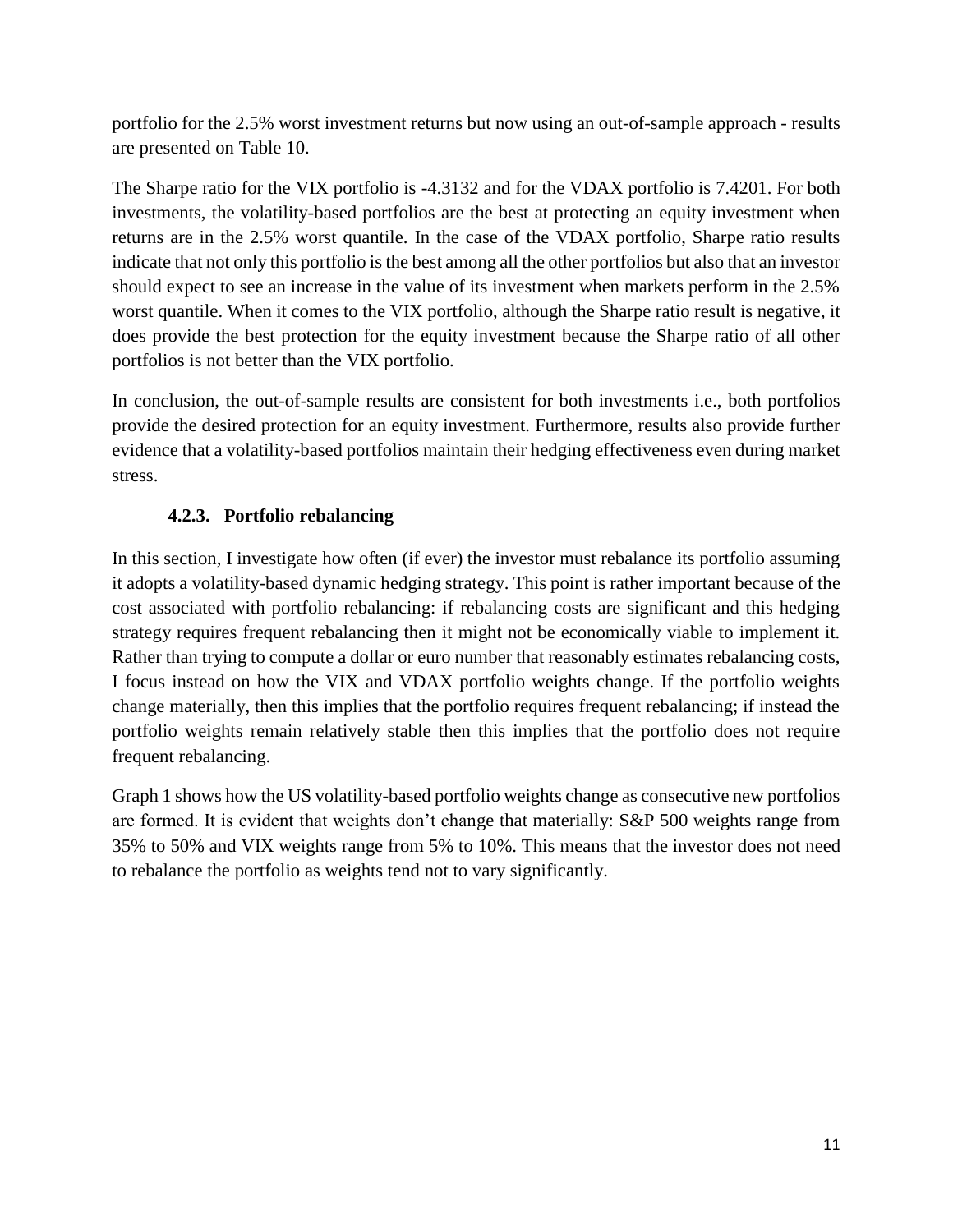portfolio for the 2.5% worst investment returns but now using an out-of-sample approach - results are presented on Table 10.

The Sharpe ratio for the VIX portfolio is -4.3132 and for the VDAX portfolio is 7.4201. For both investments, the volatility-based portfolios are the best at protecting an equity investment when returns are in the 2.5% worst quantile. In the case of the VDAX portfolio, Sharpe ratio results indicate that not only this portfolio is the best among all the other portfolios but also that an investor should expect to see an increase in the value of its investment when markets perform in the 2.5% worst quantile. When it comes to the VIX portfolio, although the Sharpe ratio result is negative, it does provide the best protection for the equity investment because the Sharpe ratio of all other portfolios is not better than the VIX portfolio.

In conclusion, the out-of-sample results are consistent for both investments i.e., both portfolios provide the desired protection for an equity investment. Furthermore, results also provide further evidence that a volatility-based portfolios maintain their hedging effectiveness even during market stress.

#### 4.2.3. Portfolio rebalancing

In this section, I investigate how often (if ever) the investor must rebalance its portfolio assuming it adopts a volatility-based dynamic hedging strategy. This point is rather important because of the cost associated with portfolio rebalancing: if rebalancing costs are significant and this hedging strategy requires frequent rebalancing then it might not be economically viable to implement it. Rather than trying to compute a dollar or euro number that reasonably estimates rebalancing costs, I focus instead on how the VIX and VDAX portfolio weights change. If the portfolio weights change materially, then this implies that the portfolio requires frequent rebalancing; if instead the portfolio weights remain relatively stable then this implies that the portfolio does not require frequent rebalancing.

Graph 1 shows how the US volatility-based portfolio weights change as consecutive new portfolios are formed. It is evident that weights don't change that materially: S&P 500 weights range from 35% to 50% and VIX weights range from 5% to 10%. This means that the investor does not need to rebalance the portfolio as weights tend not to vary significantly.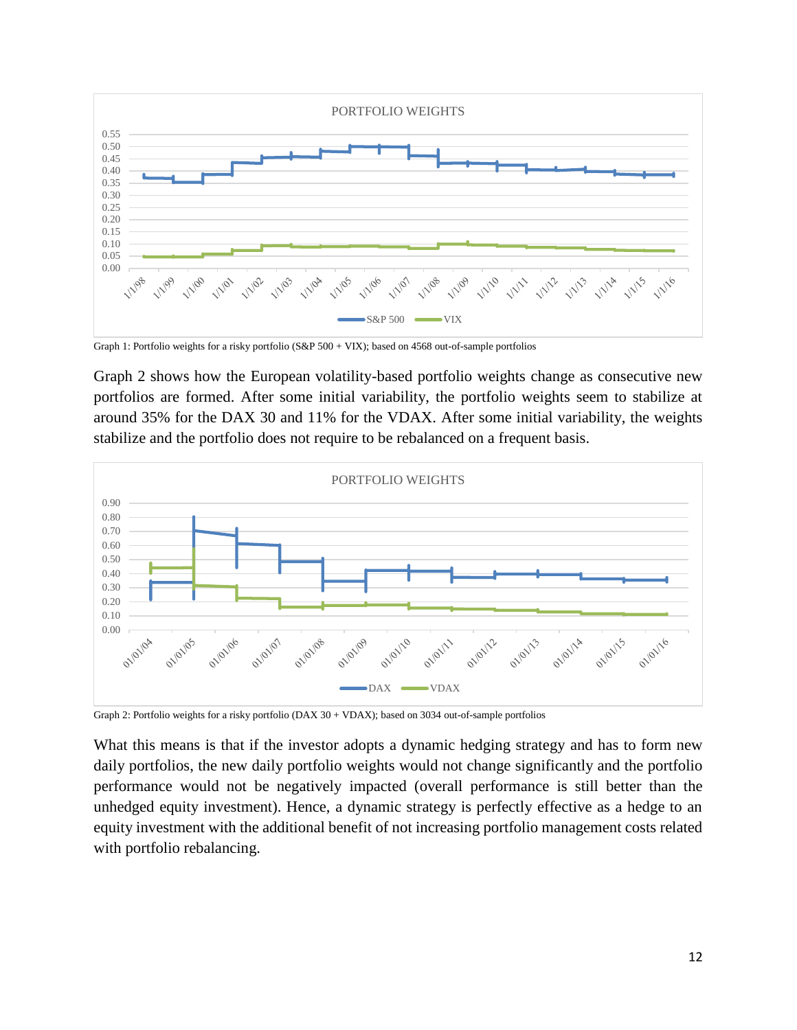Graph 1: Portfolio weights for a risky portfolio (S&P 500 + VIX); based on 4568 out-of-sample portfolios

Graph 2 shows how the European volatility-based portfolio weights change as consecutive new portfolios are formed. After some initial variability, the portfolio weights seem to stabilize at around 35% for the DAX 30 and 11% for the VDAX. After some initial variability, the weights stabilize and the portfolio does not require to be rebalanced on a frequent basis.

Graph 2: Portfolio weights for a risky portfolio (DAX 30 + VDAX); based on 3034 out-of-sample portfolios

What this means is that if the investor adopts a dynamic hedging strategy and has to form new daily portfolios, the new daily portfolio weights would not change significantly and the portfolio performance would not be negatively impacted (overall performance is still better than the unhedged equity investment). Hence, a dynamic strategy is perfectly effective as a hedge to an equity investment with the additional benefit of not increasing portfolio management costs related with portfolio rebalancing.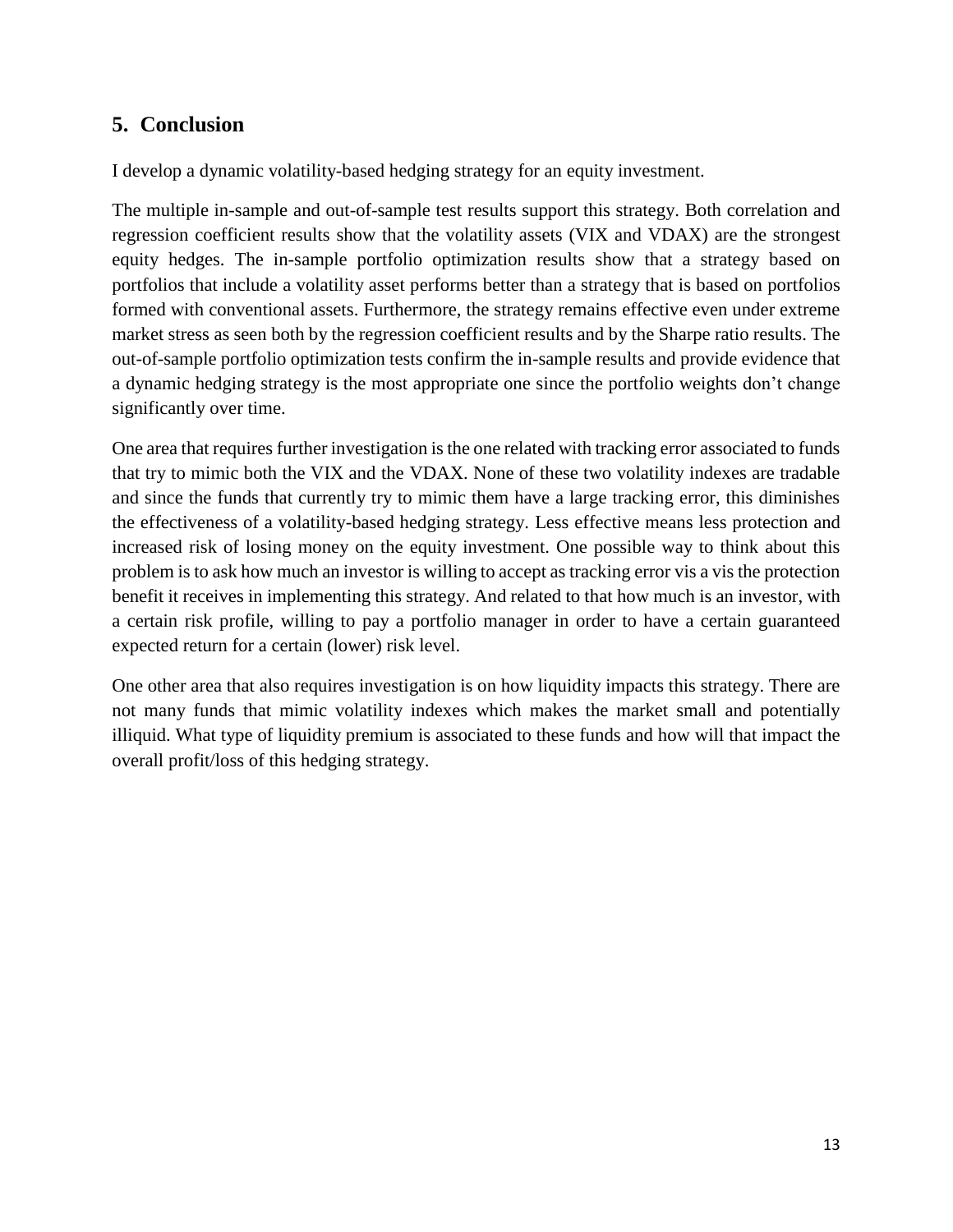## 5. Conclusion

I develop a dynamic volatility-based hedging strategy for an equity investment.

The multiple in-sample and out-of-sample test results support this strategy. Both correlation and regression coefficient results show that the volatility assets (VIX and VDAX) are the strongest equity hedges. The in-sample portfolio optimization results show that a strategy based on portfolios that include a volatility asset performs better than a strategy that is based on portfolios formed with conventional assets. Furthermore, the strategy remains effective even under extreme market stress as seen both by the regression coefficient results and by the Sharpe ratio results. The out-of-sample portfolio optimization tests confirm the in-sample results and provide evidence that a dynamic hedging strategy is the most appropriate one since the portfolio weights don't change significantly over time.

One area that requires further investigation is the one related with tracking error associated to funds that try to mimic both the VIX and the VDAX. None of these two volatility indexes are tradable and since the funds that currently try to mimic them have a large tracking error, this diminishes the effectiveness of a volatility-based hedging strategy. Less effective means less protection and increased risk of losing money on the equity investment. One possible way to think about this problem is to ask how much an investor is willing to accept as tracking error vis a vis the protection benefit it receives in implementing this strategy. And related to that how much is an investor, with a certain risk profile, willing to pay a portfolio manager in order to have a certain guaranteed expected return for a certain (lower) risk level.

One other area that also requires investigation is on how liquidity impacts this strategy. There are not many funds that mimic volatility indexes which makes the market small and potentially illiquid. What type of liquidity premium is associated to these funds and how will that impact the overall profit/loss of this hedging strategy.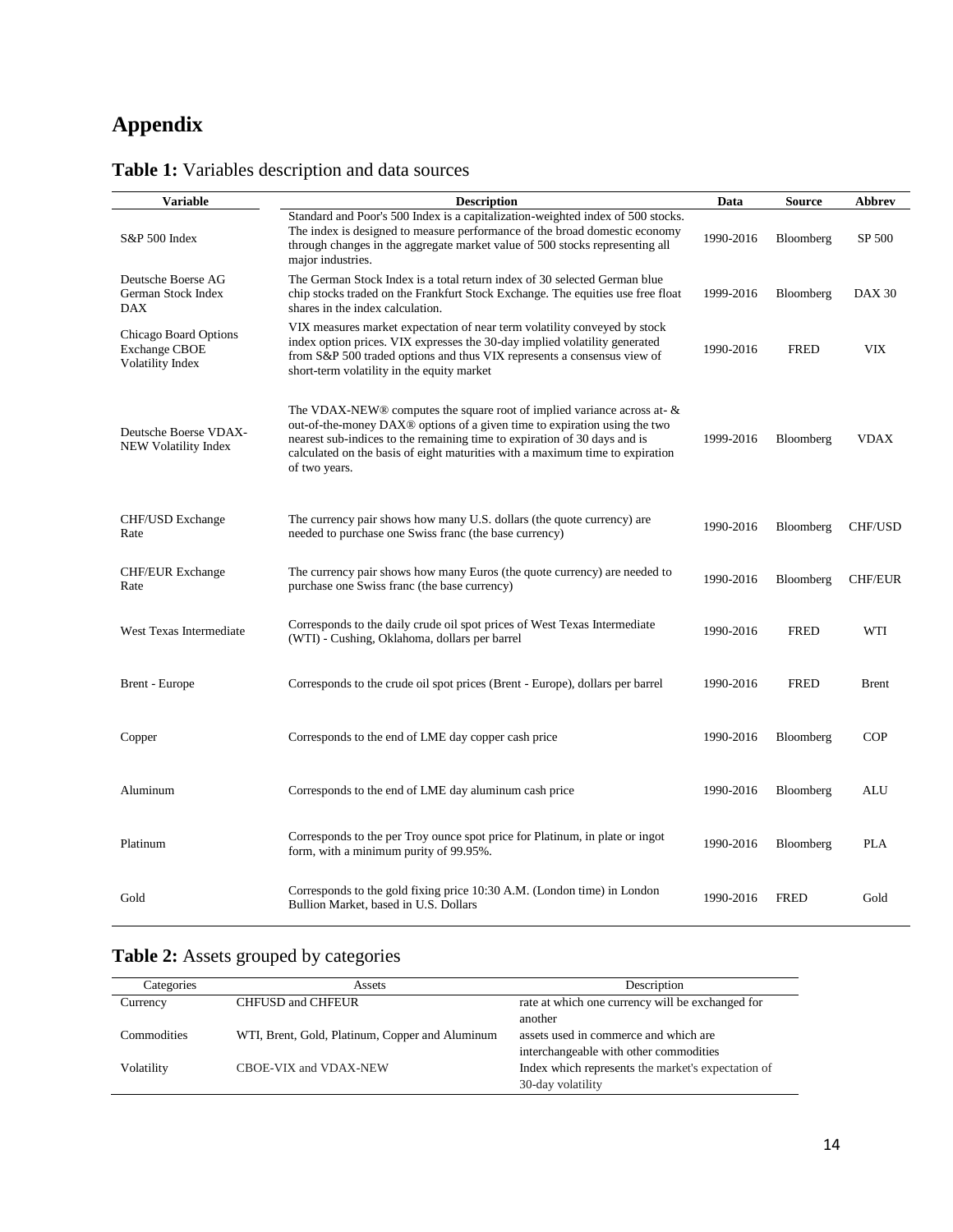# Appendix

**Table 1:** Variables description and data sources

| Variable | Description | Data | Source | Abbrev |
|---|---|---|---|---|
| S&P 500 Index | Standard and Poor's 500 Index is a capitalization-weighted index of 500 stocks. The index is designed to measure performance of the broad domestic economy through changes in the aggregate market value of 500 stocks representing all major industries. | 1990-2016 | Bloomberg | SP 500 |
| Deutsche Boerse AG German Stock Index DAX | The German Stock Index is a total return index of 30 selected German blue chip stocks traded on the Frankfurt Stock Exchange. The equities use free float shares in the index calculation. | 1999-2016 | Bloomberg | DAX 30 |
| Chicago Board Options Exchange CBOE Volatility Index | VIX measures market expectation of near term volatility conveyed by stock index option prices. VIX expresses the 30-day implied volatility generated from S&P 500 traded options and thus VIX represents a consensus view of short-term volatility in the equity market | 1990-2016 | FRED | VIX |
| Deutsche Boerse VDAX-NEW Volatility Index | The VDAX-NEW® computes the square root of implied variance across at- & out-of-the-money DAX® options of a given time to expiration using the two nearest sub-indices to the remaining time to expiration of 30 days and is calculated on the basis of eight maturities with a maximum time to expiration of two years. | 1999-2016 | Bloomberg | VDAX |
| CHF/USD Exchange Rate | The currency pair shows how many U.S. dollars (the quote currency) are needed to purchase one Swiss franc (the base currency) | 1990-2016 | Bloomberg | CHF/USD |
| CHF/EUR Exchange Rate | The currency pair shows how many Euros (the quote currency) are needed to purchase one Swiss franc (the base currency) | 1990-2016 | Bloomberg | CHF/EUR |
| West Texas Intermediate | Corresponds to the daily crude oil spot prices of West Texas Intermediate (WTI) - Cushing, Oklahoma, dollars per barrel | 1990-2016 | FRED | WTI |
| Brent - Europe | Corresponds to the crude oil spot prices (Brent - Europe), dollars per barrel | 1990-2016 | FRED | Brent |
| Copper | Corresponds to the end of LME day copper cash price | 1990-2016 | Bloomberg | COP |
| Aluminum | Corresponds to the end of LME day aluminum cash price | 1990-2016 | Bloomberg | ALU |
| Platinum | Corresponds to the per Troy ounce spot price for Platinum, in plate or ingot form, with a minimum purity of 99.95%. | 1990-2016 | Bloomberg | PLA |
| Gold | Corresponds to the gold fixing price 10:30 A.M. (London time) in London Bullion Market, based in U.S. Dollars | 1990-2016 | FRED | Gold |

**Table 2:** Assets grouped by categories

| Categories | Assets | Description |
|---|---|---|
| Currency | CHFUSD and CHFEUR | rate at which one currency will be exchanged for another |
| Commodities | WTI, Brent, Gold, Platinum, Copper and Aluminum | assets used in commerce and which are interchangeable with other commodities |
| Volatility | CBOE-VIX and VDAX-NEW | Index which represents the market's expectation of 30-day volatility |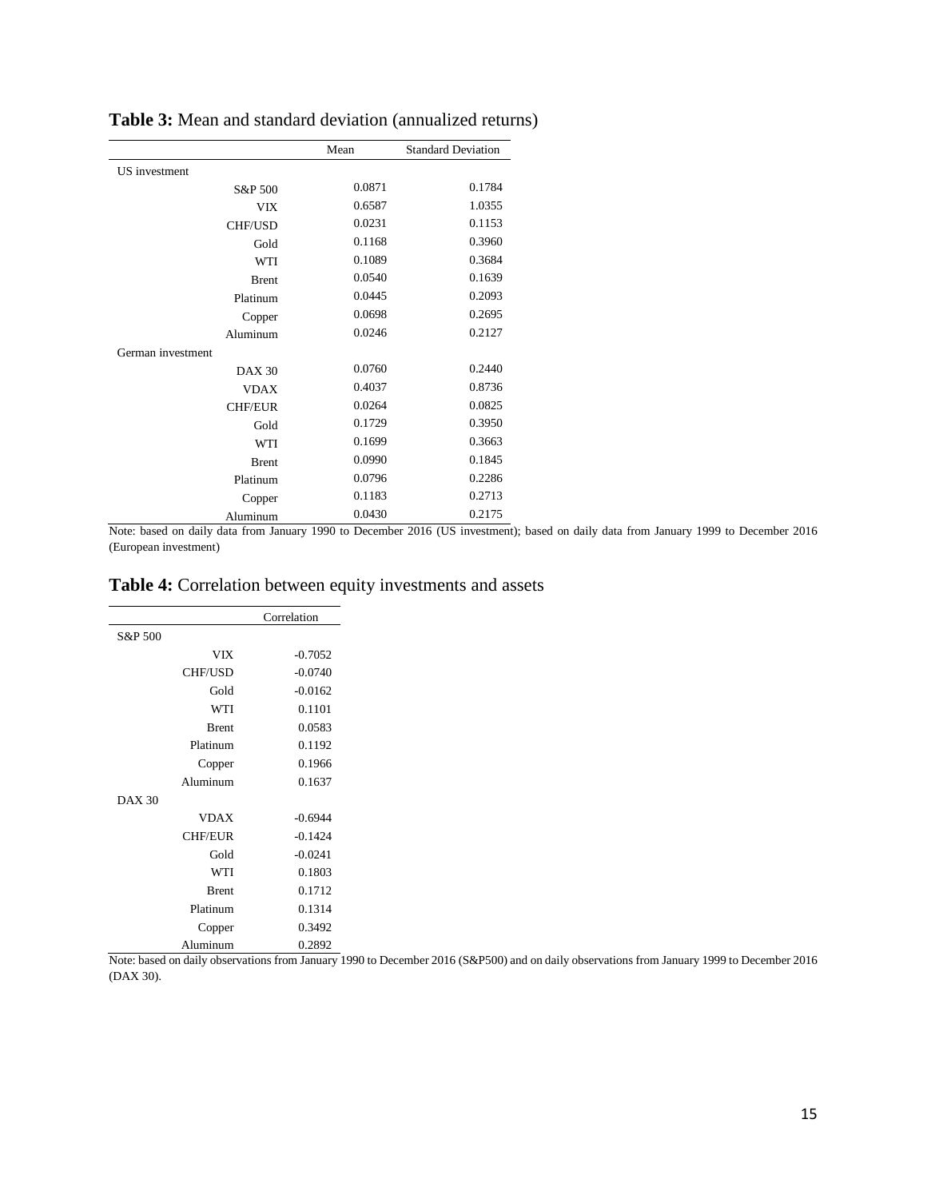**Table 3:** Mean and standard deviation (annualized returns)

| | Mean | Standard Deviation |
|---|---|---|
| US investment | | |
| S&P 500 | 0.0871 | 0.1784 |
| VIX | 0.6587 | 1.0355 |
| CHF/USD | 0.0231 | 0.1153 |
| Gold | 0.1168 | 0.3960 |
| WTI | 0.1089 | 0.3684 |
| Brent | 0.0540 | 0.1639 |
| Platinum | 0.0445 | 0.2093 |
| Copper | 0.0698 | 0.2695 |
| Aluminum | 0.0246 | 0.2127 |
| German investment | | |
| DAX 30 | 0.0760 | 0.2440 |
| VDAX | 0.4037 | 0.8736 |
| CHF/EUR | 0.0264 | 0.0825 |
| Gold | 0.1729 | 0.3950 |
| WTI | 0.1699 | 0.3663 |
| Brent | 0.0990 | 0.1845 |
| Platinum | 0.0796 | 0.2286 |
| Copper | 0.1183 | 0.2713 |
| Aluminum | 0.0430 | 0.2175 |

Note: based on daily data from January 1990 to December 2016 (US investment); based on daily data from January 1999 to December 2016 (European investment)

**Table 4:** Correlation between equity investments and assets

| | Correlation |
|---|---|
| S&P 500 | |
| VIX | -0.7052 |
| CHF/USD | -0.0740 |
| Gold | -0.0162 |
| WTI | 0.1101 |
| Brent | 0.0583 |
| Platinum | 0.1192 |
| Copper | 0.1966 |
| Aluminum | 0.1637 |
| DAX 30 | |
| VDAX | -0.6944 |
| CHF/EUR | -0.1424 |
| Gold | -0.0241 |
| WTI | 0.1803 |
| Brent | 0.1712 |
| Platinum | 0.1314 |
| Copper | 0.3492 |
| Aluminum | 0.2892 |

Note: based on daily observations from January 1990 to December 2016 (S&P500) and on daily observations from January 1999 to December 2016 (DAX 30).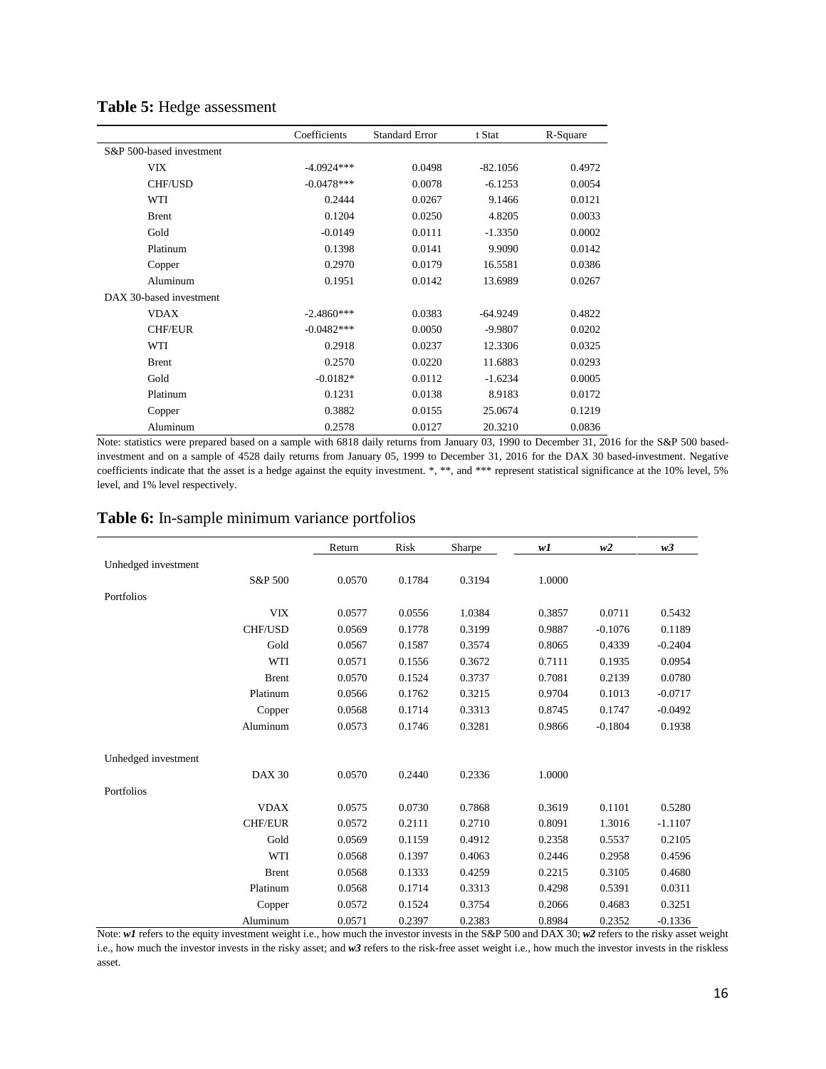**Table 5:** Hedge assessment

| | Coefficients | Standard Error | t Stat | R-Square |
|---|---|---|---|---|
| S&P 500-based investment | | | | |
| VIX | -4.0924*** | 0.0498 | -82.1056 | 0.4972 |
| CHF/USD | -0.0478*** | 0.0078 | -6.1253 | 0.0054 |
| WTI | 0.2444 | 0.0267 | 9.1466 | 0.0121 |
| Brent | 0.1204 | 0.0250 | 4.8205 | 0.0033 |
| Gold | -0.0149 | 0.0111 | -1.3350 | 0.0002 |
| Platinum | 0.1398 | 0.0141 | 9.9090 | 0.0142 |
| Copper | 0.2970 | 0.0179 | 16.5581 | 0.0386 |
| Aluminum | 0.1951 | 0.0142 | 13.6989 | 0.0267 |
| DAX 30-based investment | | | | |
| VDAX | -2.4860*** | 0.0383 | -64.9249 | 0.4822 |
| CHF/EUR | -0.0482*** | 0.0050 | -9.9807 | 0.0202 |
| WTI | 0.2918 | 0.0237 | 12.3306 | 0.0325 |
| Brent | 0.2570 | 0.0220 | 11.6883 | 0.0293 |
| Gold | -0.0182* | 0.0112 | -1.6234 | 0.0005 |
| Platinum | 0.1231 | 0.0138 | 8.9183 | 0.0172 |
| Copper | 0.3882 | 0.0155 | 25.0674 | 0.1219 |
| Aluminum | 0.2578 | 0.0127 | 20.3210 | 0.0836 |

Note: statistics were prepared based on a sample with 6818 daily returns from January 03, 1990 to December 31, 2016 for the S&P 500 based-investment and on a sample of 4528 daily returns from January 05, 1999 to December 31, 2016 for the DAX 30 based-investment. Negative coefficients indicate that the asset is a hedge against the equity investment. *, **, and *** represent statistical significance at the 10% level, 5% level, and 1% level respectively.

**Table 6:** In-sample minimum variance portfolios

| | | Return | Risk | Sharpe | *w1* | *w2* | *w3* |
|---|---|---|---|---|---|---|---|
| Unhedged investment | | | | | | | |
| | S&P 500 | 0.0570 | 0.1784 | 0.3194 | 1.0000 | | |
| Portfolios | | | | | | | |
| | VIX | 0.0577 | 0.0556 | 1.0384 | 0.3857 | 0.0711 | 0.5432 |
| | CHF/USD | 0.0569 | 0.1778 | 0.3199 | 0.9887 | -0.1076 | 0.1189 |
| | Gold | 0.0567 | 0.1587 | 0.3574 | 0.8065 | 0.4339 | -0.2404 |
| | WTI | 0.0571 | 0.1556 | 0.3672 | 0.7111 | 0.1935 | 0.0954 |
| | Brent | 0.0570 | 0.1524 | 0.3737 | 0.7081 | 0.2139 | 0.0780 |
| | Platinum | 0.0566 | 0.1762 | 0.3215 | 0.9704 | 0.1013 | -0.0717 |
| | Copper | 0.0568 | 0.1714 | 0.3313 | 0.8745 | 0.1747 | -0.0492 |
| | Aluminum | 0.0573 | 0.1746 | 0.3281 | 0.9866 | -0.1804 | 0.1938 |
| Unhedged investment | | | | | | | |
| | DAX 30 | 0.0570 | 0.2440 | 0.2336 | 1.0000 | | |
| Portfolios | | | | | | | |
| | VDAX | 0.0575 | 0.0730 | 0.7868 | 0.3619 | 0.1101 | 0.5280 |
| | CHF/EUR | 0.0572 | 0.2111 | 0.2710 | 0.8091 | 1.3016 | -1.1107 |
| | Gold | 0.0569 | 0.1159 | 0.4912 | 0.2358 | 0.5537 | 0.2105 |
| | WTI | 0.0568 | 0.1397 | 0.4063 | 0.2446 | 0.2958 | 0.4596 |
| | Brent | 0.0568 | 0.1333 | 0.4259 | 0.2215 | 0.3105 | 0.4680 |
| | Platinum | 0.0568 | 0.1714 | 0.3313 | 0.4298 | 0.5391 | 0.0311 |
| | Copper | 0.0572 | 0.1524 | 0.3754 | 0.2066 | 0.4683 | 0.3251 |
| | Aluminum | 0.0571 | 0.2397 | 0.2383 | 0.8984 | 0.2352 | -0.1336 |

Note: ***w1*** refers to the equity investment weight i.e., how much the investor invests in the S&P 500 and DAX 30; ***w2*** refers to the risky asset weight i.e., how much the investor invests in the risky asset; and ***w3*** refers to the risk-free asset weight i.e., how much the investor invests in the riskless asset.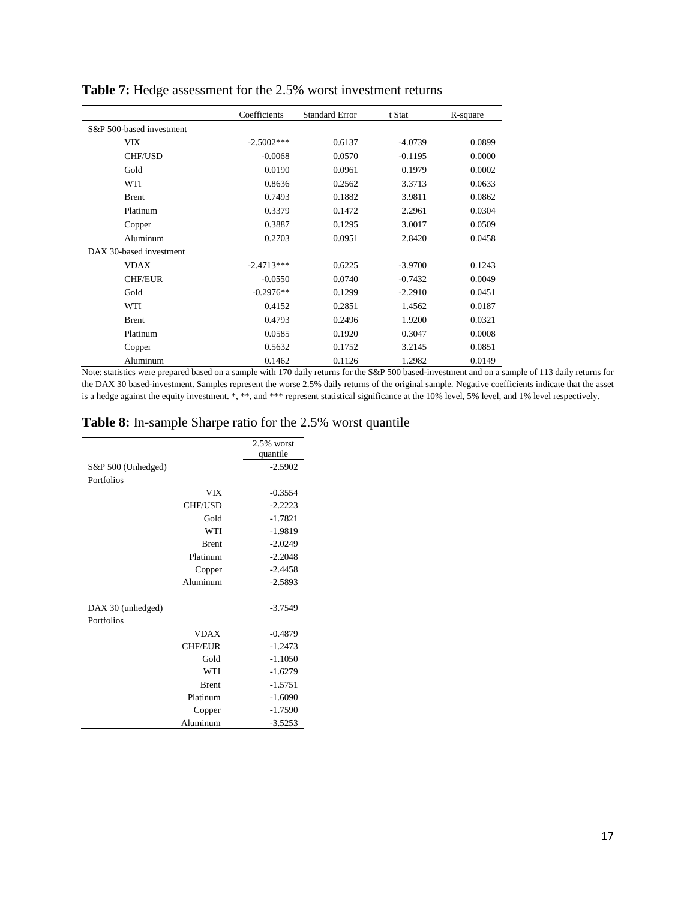**Table 7:** Hedge assessment for the 2.5% worst investment returns

| | Coefficients | Standard Error | t Stat | R-square |
|---|---|---|---|---|
| S&P 500-based investment | | | | |
| VIX | -2.5002*** | 0.6137 | -4.0739 | 0.0899 |
| CHF/USD | -0.0068 | 0.0570 | -0.1195 | 0.0000 |
| Gold | 0.0190 | 0.0961 | 0.1979 | 0.0002 |
| WTI | 0.8636 | 0.2562 | 3.3713 | 0.0633 |
| Brent | 0.7493 | 0.1882 | 3.9811 | 0.0862 |
| Platinum | 0.3379 | 0.1472 | 2.2961 | 0.0304 |
| Copper | 0.3887 | 0.1295 | 3.0017 | 0.0509 |
| Aluminum | 0.2703 | 0.0951 | 2.8420 | 0.0458 |
| DAX 30-based investment | | | | |
| VDAX | -2.4713*** | 0.6225 | -3.9700 | 0.1243 |
| CHF/EUR | -0.0550 | 0.0740 | -0.7432 | 0.0049 |
| Gold | -0.2976** | 0.1299 | -2.2910 | 0.0451 |
| WTI | 0.4152 | 0.2851 | 1.4562 | 0.0187 |
| Brent | 0.4793 | 0.2496 | 1.9200 | 0.0321 |
| Platinum | 0.0585 | 0.1920 | 0.3047 | 0.0008 |
| Copper | 0.5632 | 0.1752 | 3.2145 | 0.0851 |
| Aluminum | 0.1462 | 0.1126 | 1.2982 | 0.0149 |

Note: statistics were prepared based on a sample with 170 daily returns for the S&P 500 based-investment and on a sample of 113 daily returns for the DAX 30 based-investment. Samples represent the worse 2.5% daily returns of the original sample. Negative coefficients indicate that the asset is a hedge against the equity investment. *, **, and *** represent statistical significance at the 10% level, 5% level, and 1% level respectively.

**Table 8:** In-sample Sharpe ratio for the 2.5% worst quantile

| | 2.5% worst quantile |
|---|---|
| S&P 500 (Unhedged) | -2.5902 |
| Portfolios | |
| VIX | -0.3554 |
| CHF/USD | -2.2223 |
| Gold | -1.7821 |
| WTI | -1.9819 |
| Brent | -2.0249 |
| Platinum | -2.2048 |
| Copper | -2.4458 |
| Aluminum | -2.5893 |
| | |
| DAX 30 (unhedged) | -3.7549 |
| Portfolios | |
| VDAX | -0.4879 |
| CHF/EUR | -1.2473 |
| Gold | -1.1050 |
| WTI | -1.6279 |
| Brent | -1.5751 |
| Platinum | -1.6090 |
| Copper | -1.7590 |
| Aluminum | -3.5253 |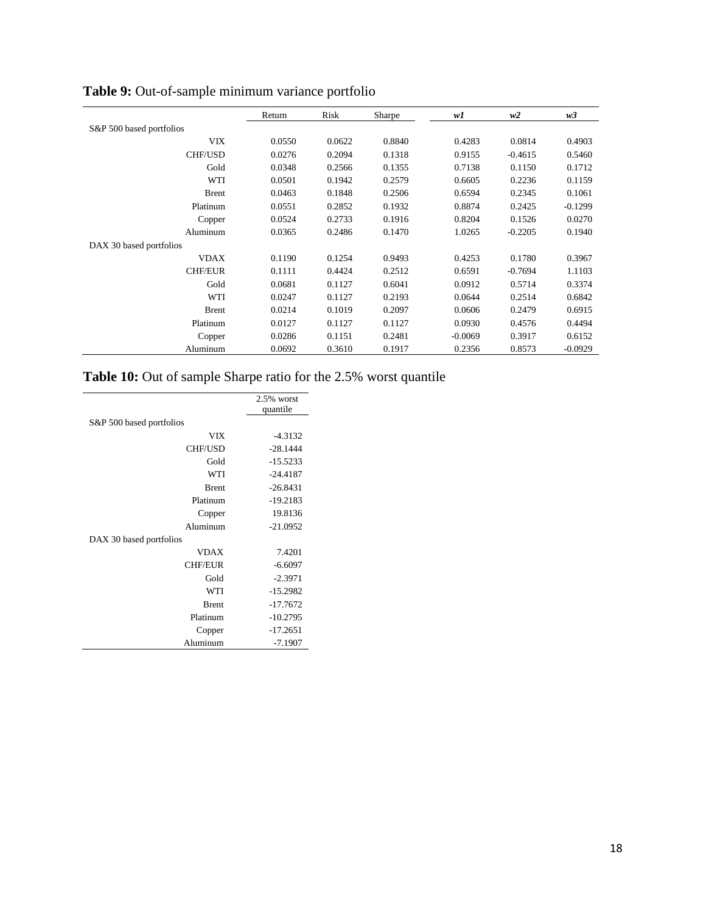**Table 9:** Out-of-sample minimum variance portfolio

| | Return | Risk | Sharpe | *w1* | *w2* | *w3* |
|---|---|---|---|---|---|---|
| S&P 500 based portfolios | | | | | | |
| VIX | 0.0550 | 0.0622 | 0.8840 | 0.4283 | 0.0814 | 0.4903 |
| CHF/USD | 0.0276 | 0.2094 | 0.1318 | 0.9155 | -0.4615 | 0.5460 |
| Gold | 0.0348 | 0.2566 | 0.1355 | 0.7138 | 0.1150 | 0.1712 |
| WTI | 0.0501 | 0.1942 | 0.2579 | 0.6605 | 0.2236 | 0.1159 |
| Brent | 0.0463 | 0.1848 | 0.2506 | 0.6594 | 0.2345 | 0.1061 |
| Platinum | 0.0551 | 0.2852 | 0.1932 | 0.8874 | 0.2425 | -0.1299 |
| Copper | 0.0524 | 0.2733 | 0.1916 | 0.8204 | 0.1526 | 0.0270 |
| Aluminum | 0.0365 | 0.2486 | 0.1470 | 1.0265 | -0.2205 | 0.1940 |
| DAX 30 based portfolios | | | | | | |
| VDAX | 0.1190 | 0.1254 | 0.9493 | 0.4253 | 0.1780 | 0.3967 |
| CHF/EUR | 0.1111 | 0.4424 | 0.2512 | 0.6591 | -0.7694 | 1.1103 |
| Gold | 0.0681 | 0.1127 | 0.6041 | 0.0912 | 0.5714 | 0.3374 |
| WTI | 0.0247 | 0.1127 | 0.2193 | 0.0644 | 0.2514 | 0.6842 |
| Brent | 0.0214 | 0.1019 | 0.2097 | 0.0606 | 0.2479 | 0.6915 |
| Platinum | 0.0127 | 0.1127 | 0.1127 | 0.0930 | 0.4576 | 0.4494 |
| Copper | 0.0286 | 0.1151 | 0.2481 | -0.0069 | 0.3917 | 0.6152 |
| Aluminum | 0.0692 | 0.3610 | 0.1917 | 0.2356 | 0.8573 | -0.0929 |

**Table 10:** Out of sample Sharpe ratio for the 2.5% worst quantile

| | 2.5% worst quantile |
|---|---|
| S&P 500 based portfolios | |
| VIX | -4.3132 |
| CHF/USD | -28.1444 |
| Gold | -15.5233 |
| WTI | -24.4187 |
| Brent | -26.8431 |
| Platinum | -19.2183 |
| Copper | 19.8136 |
| Aluminum | -21.0952 |
| DAX 30 based portfolios | |
| VDAX | 7.4201 |
| CHF/EUR | -6.6097 |
| Gold | -2.3971 |
| WTI | -15.2982 |
| Brent | -17.7672 |
| Platinum | -10.2795 |
| Copper | -17.2651 |
| Aluminum | -7.1907 |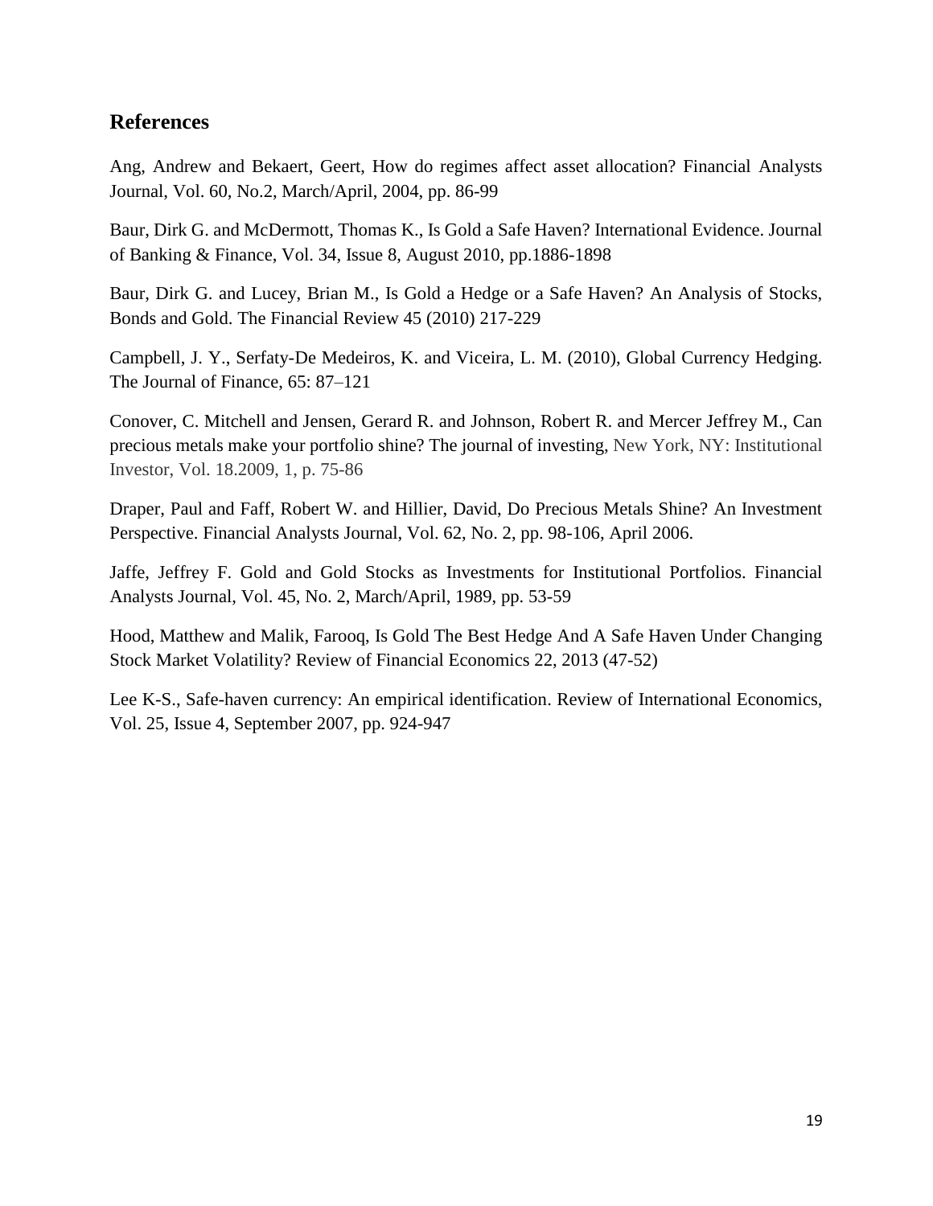## References

Ang, Andrew and Bekaert, Geert, How do regimes affect asset allocation? Financial Analysts Journal, Vol. 60, No.2, March/April, 2004, pp. 86-99

Baur, Dirk G. and McDermott, Thomas K., Is Gold a Safe Haven? International Evidence. Journal of Banking & Finance, Vol. 34, Issue 8, August 2010, pp.1886-1898

Baur, Dirk G. and Lucey, Brian M., Is Gold a Hedge or a Safe Haven? An Analysis of Stocks, Bonds and Gold. The Financial Review 45 (2010) 217-229

Campbell, J. Y., Serfaty-De Medeiros, K. and Viceira, L. M. (2010), Global Currency Hedging. The Journal of Finance, 65: 87–121

Conover, C. Mitchell and Jensen, Gerard R. and Johnson, Robert R. and Mercer Jeffrey M., Can precious metals make your portfolio shine? The journal of investing, New York, NY: Institutional Investor, Vol. 18.2009, 1, p. 75-86

Draper, Paul and Faff, Robert W. and Hillier, David, Do Precious Metals Shine? An Investment Perspective. Financial Analysts Journal, Vol. 62, No. 2, pp. 98-106, April 2006.

Jaffe, Jeffrey F. Gold and Gold Stocks as Investments for Institutional Portfolios. Financial Analysts Journal, Vol. 45, No. 2, March/April, 1989, pp. 53-59

Hood, Matthew and Malik, Farooq, Is Gold The Best Hedge And A Safe Haven Under Changing Stock Market Volatility? Review of Financial Economics 22, 2013 (47-52)

Lee K-S., Safe-haven currency: An empirical identification. Review of International Economics, Vol. 25, Issue 4, September 2007, pp. 924-947